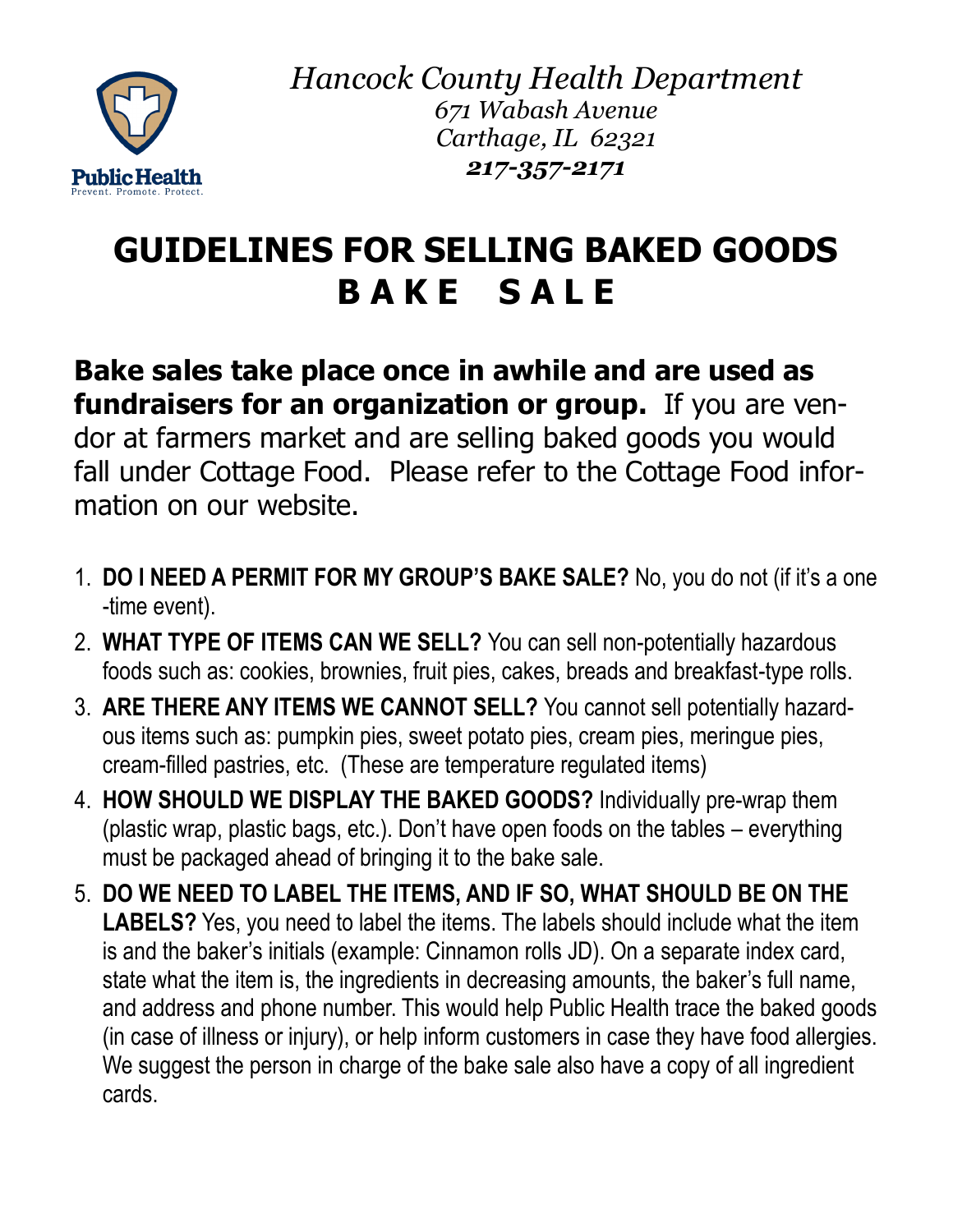*Hancock County Health Department*
*671 Wabash Avenue*
*Carthage, IL 62321*
***217-357-2171***

Public Health
Prevent. Promote. Protect.

# GUIDELINES FOR SELLING BAKED GOODS
# B A K E   S A L E

**Bake sales take place once in awhile and are used as fundraisers for an organization or group.** If you are vendor at farmers market and are selling baked goods you would fall under Cottage Food. Please refer to the Cottage Food information on our website.

1. **DO I NEED A PERMIT FOR MY GROUP'S BAKE SALE?** No, you do not (if it's a one-time event).
2. **WHAT TYPE OF ITEMS CAN WE SELL?** You can sell non-potentially hazardous foods such as: cookies, brownies, fruit pies, cakes, breads and breakfast-type rolls.
3. **ARE THERE ANY ITEMS WE CANNOT SELL?** You cannot sell potentially hazardous items such as: pumpkin pies, sweet potato pies, cream pies, meringue pies, cream-filled pastries, etc. (These are temperature regulated items)
4. **HOW SHOULD WE DISPLAY THE BAKED GOODS?** Individually pre-wrap them (plastic wrap, plastic bags, etc.). Don't have open foods on the tables – everything must be packaged ahead of bringing it to the bake sale.
5. **DO WE NEED TO LABEL THE ITEMS, AND IF SO, WHAT SHOULD BE ON THE LABELS?** Yes, you need to label the items. The labels should include what the item is and the baker's initials (example: Cinnamon rolls JD). On a separate index card, state what the item is, the ingredients in decreasing amounts, the baker's full name, and address and phone number. This would help Public Health trace the baked goods (in case of illness or injury), or help inform customers in case they have food allergies. We suggest the person in charge of the bake sale also have a copy of all ingredient cards.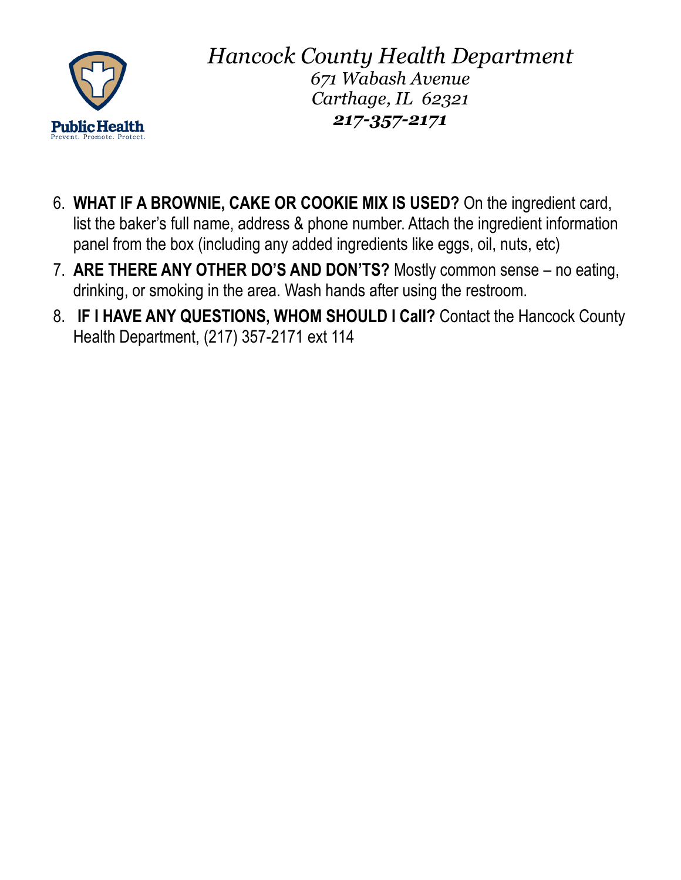*Hancock County Health Department*
*671 Wabash Avenue*
*Carthage, IL 62321*
***217-357-2171***

6. **WHAT IF A BROWNIE, CAKE OR COOKIE MIX IS USED?** On the ingredient card, list the baker's full name, address & phone number. Attach the ingredient information panel from the box (including any added ingredients like eggs, oil, nuts, etc)
7. **ARE THERE ANY OTHER DO'S AND DON'TS?** Mostly common sense – no eating, drinking, or smoking in the area. Wash hands after using the restroom.
8. **IF I HAVE ANY QUESTIONS, WHOM SHOULD I Call?** Contact the Hancock County Health Department, (217) 357-2171 ext 114